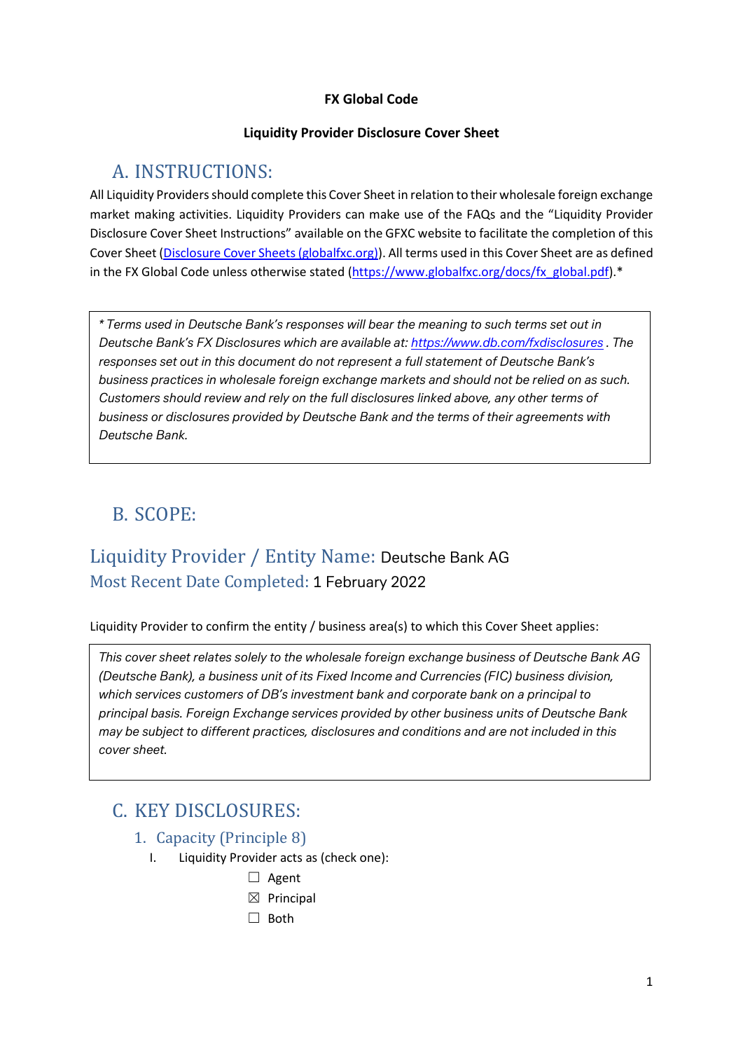**FX Global Code**

**Liquidity Provider Disclosure Cover Sheet**

# A. INSTRUCTIONS:

All Liquidity Providers should complete this Cover Sheet in relation to their wholesale foreign exchange market making activities. Liquidity Providers can make use of the FAQs and the "Liquidity Provider Disclosure Cover Sheet Instructions" available on the GFXC website to facilitate the completion of this Cover Sheet ([Disclosure Cover Sheets (globalfxc.org)]). All terms used in this Cover Sheet are as defined in the FX Global Code unless otherwise stated (https://www.globalfxc.org/docs/fx_global.pdf).*

> *\* Terms used in Deutsche Bank's responses will bear the meaning to such terms set out in Deutsche Bank's FX Disclosures which are available at: https://www.db.com/fxdisclosures . The responses set out in this document do not represent a full statement of Deutsche Bank's business practices in wholesale foreign exchange markets and should not be relied on as such. Customers should review and rely on the full disclosures linked above, any other terms of business or disclosures provided by Deutsche Bank and the terms of their agreements with Deutsche Bank.*

# B. SCOPE:

## Liquidity Provider / Entity Name: Deutsche Bank AG

### Most Recent Date Completed: 1 February 2022

Liquidity Provider to confirm the entity / business area(s) to which this Cover Sheet applies:

> *This cover sheet relates solely to the wholesale foreign exchange business of Deutsche Bank AG (Deutsche Bank), a business unit of its Fixed Income and Currencies (FIC) business division, which services customers of DB's investment bank and corporate bank on a principal to principal basis. Foreign Exchange services provided by other business units of Deutsche Bank may be subject to different practices, disclosures and conditions and are not included in this cover sheet.*

# C. KEY DISCLOSURES:

## 1. Capacity (Principle 8)

I. Liquidity Provider acts as (check one):

- ☐ Agent
- ☒ Principal
- ☐ Both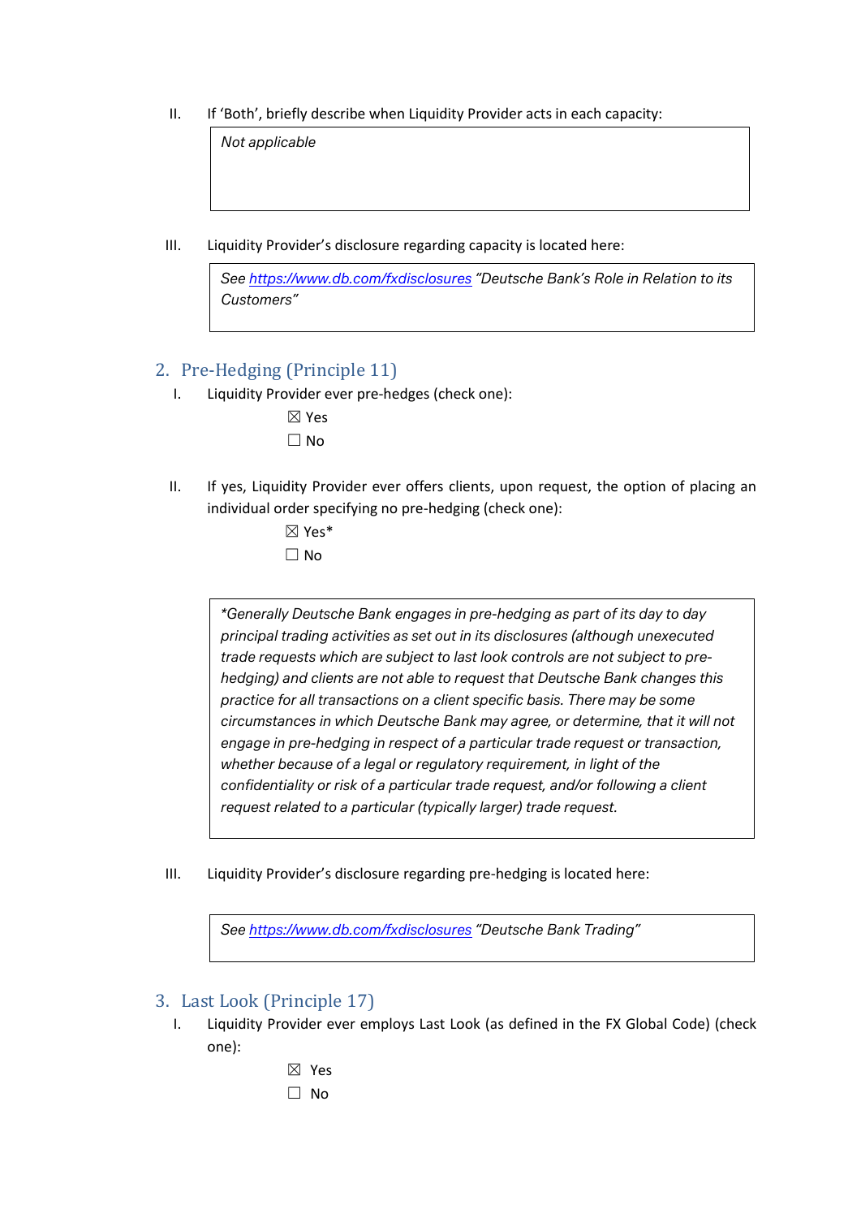II. If 'Both', briefly describe when Liquidity Provider acts in each capacity:

> *Not applicable*

III. Liquidity Provider's disclosure regarding capacity is located here:

> *See [https://www.db.com/fxdisclosures](https://www.db.com/fxdisclosures) "Deutsche Bank's Role in Relation to its Customers"*

## 2. Pre-Hedging (Principle 11)

I. Liquidity Provider ever pre-hedges (check one):

☒ Yes

☐ No

II. If yes, Liquidity Provider ever offers clients, upon request, the option of placing an individual order specifying no pre-hedging (check one):

☒ Yes*

☐ No

> *\*Generally Deutsche Bank engages in pre-hedging as part of its day to day principal trading activities as set out in its disclosures (although unexecuted trade requests which are subject to last look controls are not subject to pre-hedging) and clients are not able to request that Deutsche Bank changes this practice for all transactions on a client specific basis. There may be some circumstances in which Deutsche Bank may agree, or determine, that it will not engage in pre-hedging in respect of a particular trade request or transaction, whether because of a legal or regulatory requirement, in light of the confidentiality or risk of a particular trade request, and/or following a client request related to a particular (typically larger) trade request.*

III. Liquidity Provider's disclosure regarding pre-hedging is located here:

> *See [https://www.db.com/fxdisclosures](https://www.db.com/fxdisclosures) "Deutsche Bank Trading"*

## 3. Last Look (Principle 17)

I. Liquidity Provider ever employs Last Look (as defined in the FX Global Code) (check one):

☒ Yes

☐ No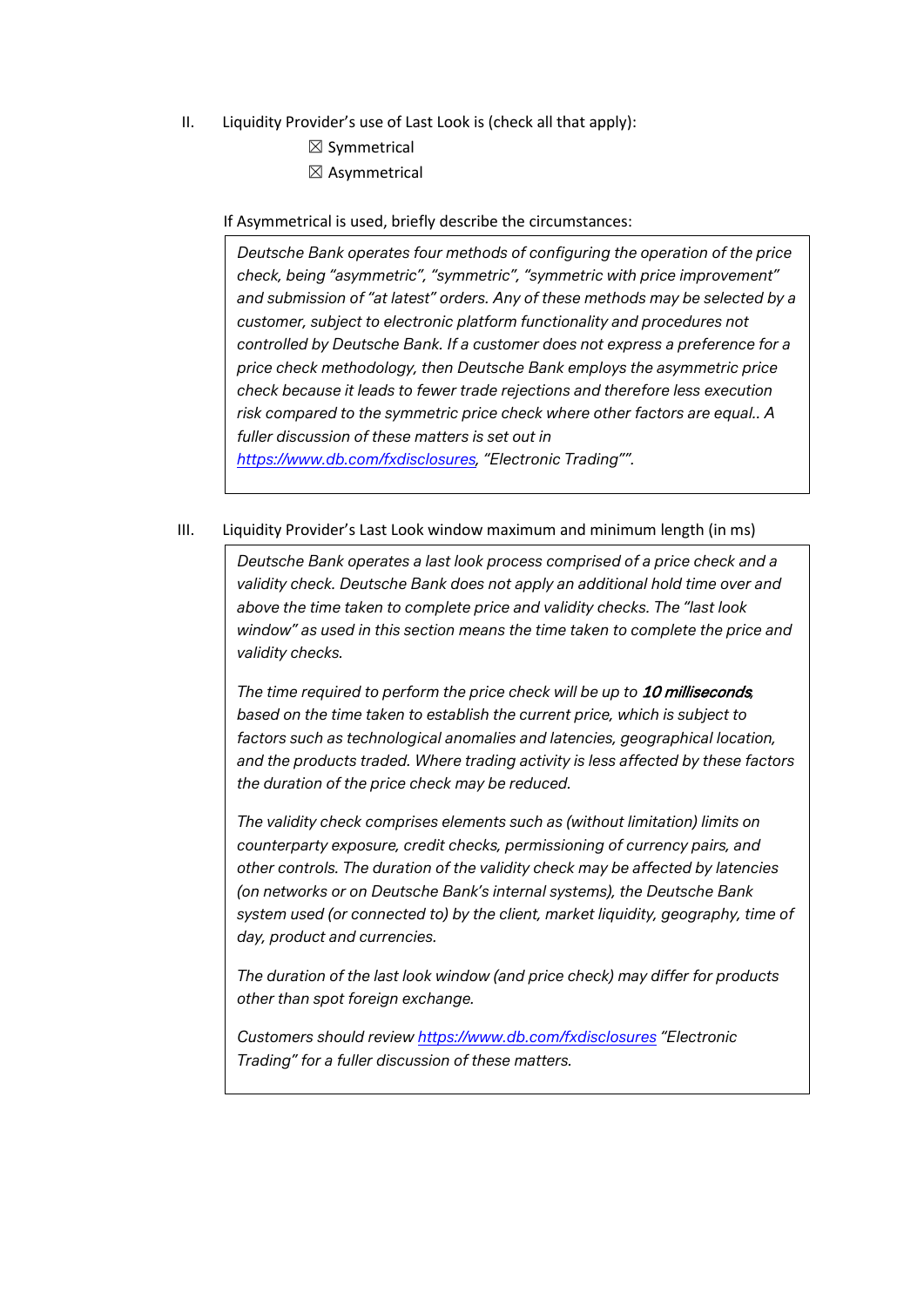II. Liquidity Provider's use of Last Look is (check all that apply):

☒ Symmetrical

☒ Asymmetrical

If Asymmetrical is used, briefly describe the circumstances:

*Deutsche Bank operates four methods of configuring the operation of the price check, being "asymmetric", "symmetric", "symmetric with price improvement" and submission of "at latest" orders. Any of these methods may be selected by a customer, subject to electronic platform functionality and procedures not controlled by Deutsche Bank. If a customer does not express a preference for a price check methodology, then Deutsche Bank employs the asymmetric price check because it leads to fewer trade rejections and therefore less execution risk compared to the symmetric price check where other factors are equal.. A fuller discussion of these matters is set out in [https://www.db.com/fxdisclosures](https://www.db.com/fxdisclosures), "Electronic Trading"".*

III. Liquidity Provider's Last Look window maximum and minimum length (in ms)

*Deutsche Bank operates a last look process comprised of a price check and a validity check. Deutsche Bank does not apply an additional hold time over and above the time taken to complete price and validity checks. The "last look window" as used in this section means the time taken to complete the price and validity checks.*

*The time required to perform the price check will be up to* ***10 milliseconds****, based on the time taken to establish the current price, which is subject to factors such as technological anomalies and latencies, geographical location, and the products traded. Where trading activity is less affected by these factors the duration of the price check may be reduced.*

*The validity check comprises elements such as (without limitation) limits on counterparty exposure, credit checks, permissioning of currency pairs, and other controls. The duration of the validity check may be affected by latencies (on networks or on Deutsche Bank's internal systems), the Deutsche Bank system used (or connected to) by the client, market liquidity, geography, time of day, product and currencies.*

*The duration of the last look window (and price check) may differ for products other than spot foreign exchange.*

*Customers should review [https://www.db.com/fxdisclosures](https://www.db.com/fxdisclosures) "Electronic Trading" for a fuller discussion of these matters.*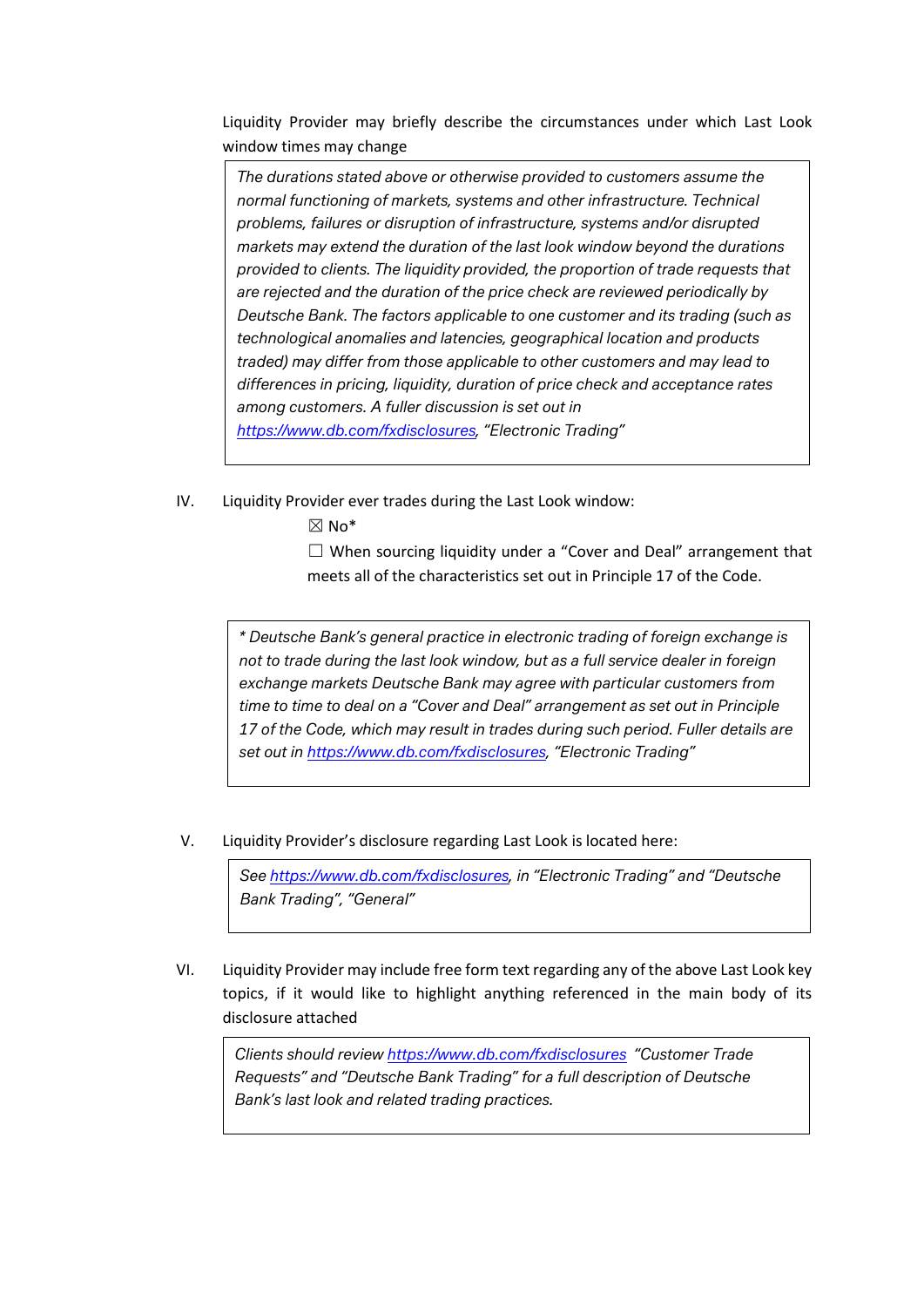Liquidity Provider may briefly describe the circumstances under which Last Look window times may change

> *The durations stated above or otherwise provided to customers assume the normal functioning of markets, systems and other infrastructure. Technical problems, failures or disruption of infrastructure, systems and/or disrupted markets may extend the duration of the last look window beyond the durations provided to clients. The liquidity provided, the proportion of trade requests that are rejected and the duration of the price check are reviewed periodically by Deutsche Bank. The factors applicable to one customer and its trading (such as technological anomalies and latencies, geographical location and products traded) may differ from those applicable to other customers and may lead to differences in pricing, liquidity, duration of price check and acceptance rates among customers. A fuller discussion is set out in [https://www.db.com/fxdisclosures](https://www.db.com/fxdisclosures), "Electronic Trading"*

IV. Liquidity Provider ever trades during the Last Look window:

☒ No*

☐ When sourcing liquidity under a "Cover and Deal" arrangement that meets all of the characteristics set out in Principle 17 of the Code.

> *\* Deutsche Bank's general practice in electronic trading of foreign exchange is not to trade during the last look window, but as a full service dealer in foreign exchange markets Deutsche Bank may agree with particular customers from time to time to deal on a "Cover and Deal" arrangement as set out in Principle 17 of the Code, which may result in trades during such period. Fuller details are set out in [https://www.db.com/fxdisclosures](https://www.db.com/fxdisclosures), "Electronic Trading"*

V. Liquidity Provider's disclosure regarding Last Look is located here:

> *See [https://www.db.com/fxdisclosures](https://www.db.com/fxdisclosures), in "Electronic Trading" and "Deutsche Bank Trading", "General"*

VI. Liquidity Provider may include free form text regarding any of the above Last Look key topics, if it would like to highlight anything referenced in the main body of its disclosure attached

> *Clients should review [https://www.db.com/fxdisclosures](https://www.db.com/fxdisclosures) "Customer Trade Requests" and "Deutsche Bank Trading" for a full description of Deutsche Bank's last look and related trading practices.*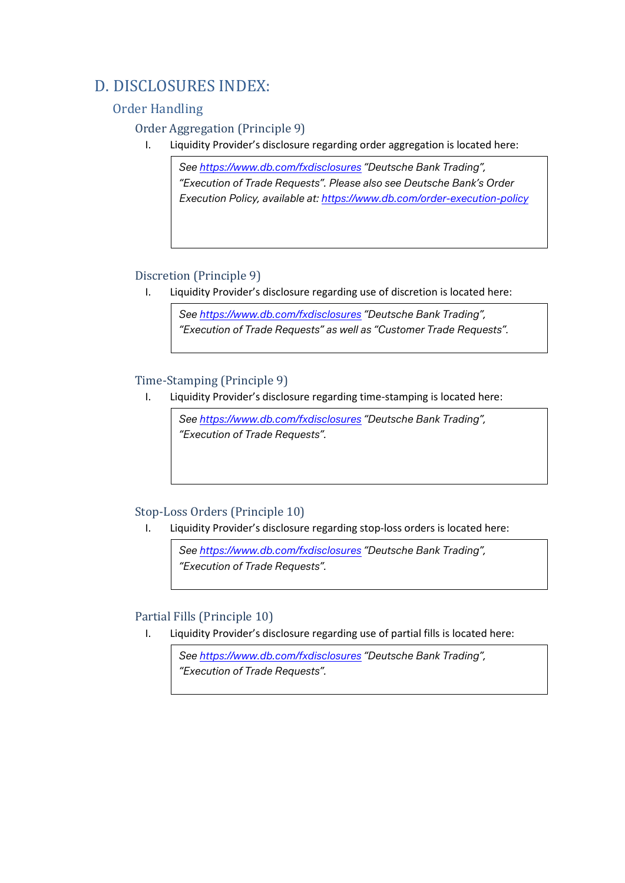# D. DISCLOSURES INDEX:

## Order Handling

### Order Aggregation (Principle 9)

I. Liquidity Provider's disclosure regarding order aggregation is located here:

> *See [https://www.db.com/fxdisclosures](https://www.db.com/fxdisclosures) "Deutsche Bank Trading", "Execution of Trade Requests". Please also see Deutsche Bank's Order Execution Policy, available at: [https://www.db.com/order-execution-policy](https://www.db.com/order-execution-policy)*

### Discretion (Principle 9)

I. Liquidity Provider's disclosure regarding use of discretion is located here:

> *See [https://www.db.com/fxdisclosures](https://www.db.com/fxdisclosures) "Deutsche Bank Trading", "Execution of Trade Requests" as well as "Customer Trade Requests".*

### Time-Stamping (Principle 9)

I. Liquidity Provider's disclosure regarding time-stamping is located here:

> *See [https://www.db.com/fxdisclosures](https://www.db.com/fxdisclosures) "Deutsche Bank Trading", "Execution of Trade Requests".*

### Stop-Loss Orders (Principle 10)

I. Liquidity Provider's disclosure regarding stop-loss orders is located here:

> *See [https://www.db.com/fxdisclosures](https://www.db.com/fxdisclosures) "Deutsche Bank Trading", "Execution of Trade Requests".*

### Partial Fills (Principle 10)

I. Liquidity Provider's disclosure regarding use of partial fills is located here:

> *See [https://www.db.com/fxdisclosures](https://www.db.com/fxdisclosures) "Deutsche Bank Trading", "Execution of Trade Requests".*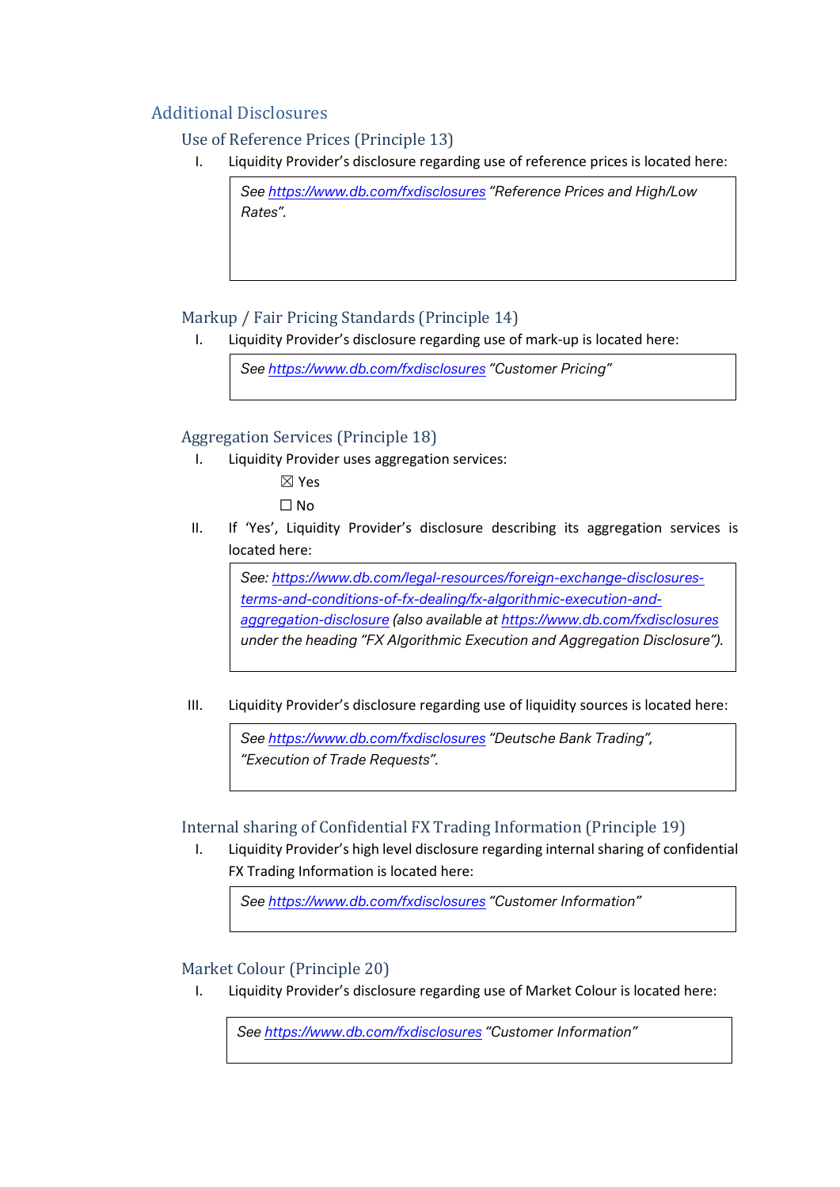## Additional Disclosures

### Use of Reference Prices (Principle 13)

I. Liquidity Provider's disclosure regarding use of reference prices is located here:

> *See https://www.db.com/fxdisclosures "Reference Prices and High/Low Rates".*

### Markup / Fair Pricing Standards (Principle 14)

I. Liquidity Provider's disclosure regarding use of mark-up is located here:

> *See https://www.db.com/fxdisclosures "Customer Pricing"*

### Aggregation Services (Principle 18)

I. Liquidity Provider uses aggregation services:

☒ Yes

☐ No

II. If 'Yes', Liquidity Provider's disclosure describing its aggregation services is located here:

> *See: https://www.db.com/legal-resources/foreign-exchange-disclosures-terms-and-conditions-of-fx-dealing/fx-algorithmic-execution-and-aggregation-disclosure (also available at https://www.db.com/fxdisclosures under the heading "FX Algorithmic Execution and Aggregation Disclosure").*

III. Liquidity Provider's disclosure regarding use of liquidity sources is located here:

> *See https://www.db.com/fxdisclosures "Deutsche Bank Trading", "Execution of Trade Requests".*

### Internal sharing of Confidential FX Trading Information (Principle 19)

I. Liquidity Provider's high level disclosure regarding internal sharing of confidential FX Trading Information is located here:

> *See https://www.db.com/fxdisclosures "Customer Information"*

### Market Colour (Principle 20)

I. Liquidity Provider's disclosure regarding use of Market Colour is located here:

> *See https://www.db.com/fxdisclosures "Customer Information"*